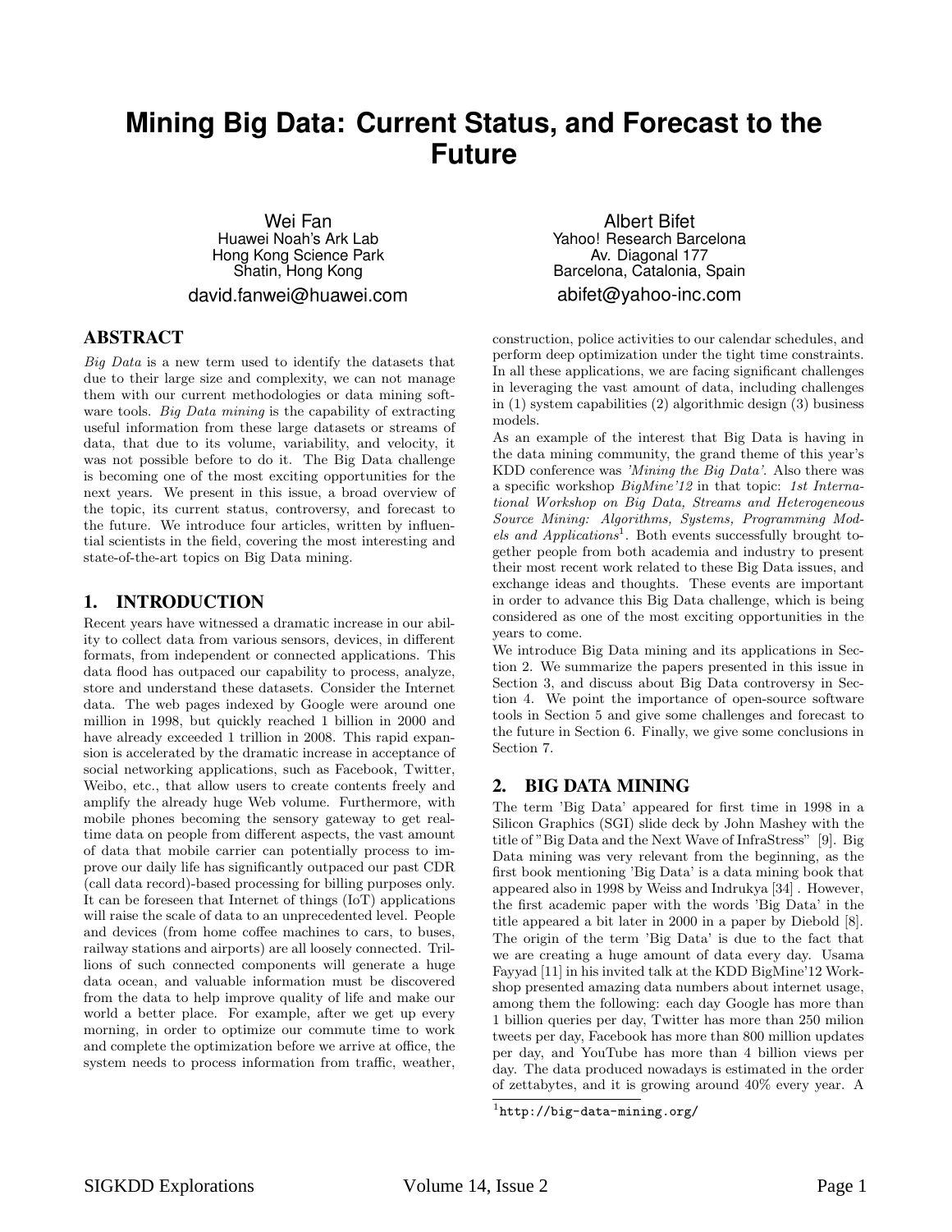# Mining Big Data: Current Status, and Forecast to the Future

Wei Fan
Huawei Noah's Ark Lab
Hong Kong Science Park
Shatin, Hong Kong
david.fanwei@huawei.com

Albert Bifet
Yahoo! Research Barcelona
Av. Diagonal 177
Barcelona, Catalonia, Spain
abifet@yahoo-inc.com

## ABSTRACT

*Big Data* is a new term used to identify the datasets that due to their large size and complexity, we can not manage them with our current methodologies or data mining software tools. *Big Data mining* is the capability of extracting useful information from these large datasets or streams of data, that due to its volume, variability, and velocity, it was not possible before to do it. The Big Data challenge is becoming one of the most exciting opportunities for the next years. We present in this issue, a broad overview of the topic, its current status, controversy, and forecast to the future. We introduce four articles, written by influential scientists in the field, covering the most interesting and state-of-the-art topics on Big Data mining.

## 1. INTRODUCTION

Recent years have witnessed a dramatic increase in our ability to collect data from various sensors, devices, in different formats, from independent or connected applications. This data flood has outpaced our capability to process, analyze, store and understand these datasets. Consider the Internet data. The web pages indexed by Google were around one million in 1998, but quickly reached 1 billion in 2000 and have already exceeded 1 trillion in 2008. This rapid expansion is accelerated by the dramatic increase in acceptance of social networking applications, such as Facebook, Twitter, Weibo, etc., that allow users to create contents freely and amplify the already huge Web volume. Furthermore, with mobile phones becoming the sensory gateway to get real-time data on people from different aspects, the vast amount of data that mobile carrier can potentially process to improve our daily life has significantly outpaced our past CDR (call data record)-based processing for billing purposes only. It can be foreseen that Internet of things (IoT) applications will raise the scale of data to an unprecedented level. People and devices (from home coffee machines to cars, to buses, railway stations and airports) are all loosely connected. Trillions of such connected components will generate a huge data ocean, and valuable information must be discovered from the data to help improve quality of life and make our world a better place. For example, after we get up every morning, in order to optimize our commute time to work and complete the optimization before we arrive at office, the system needs to process information from traffic, weather, construction, police activities to our calendar schedules, and perform deep optimization under the tight time constraints. In all these applications, we are facing significant challenges in leveraging the vast amount of data, including challenges in (1) system capabilities (2) algorithmic design (3) business models.

As an example of the interest that Big Data is having in the data mining community, the grand theme of this year's KDD conference was *'Mining the Big Data'*. Also there was a specific workshop *BigMine'12* in that topic: *1st International Workshop on Big Data, Streams and Heterogeneous Source Mining: Algorithms, Systems, Programming Models and Applications*[1]. Both events successfully brought together people from both academia and industry to present their most recent work related to these Big Data issues, and exchange ideas and thoughts. These events are important in order to advance this Big Data challenge, which is being considered as one of the most exciting opportunities in the years to come.

We introduce Big Data mining and its applications in Section 2. We summarize the papers presented in this issue in Section 3, and discuss about Big Data controversy in Section 4. We point the importance of open-source software tools in Section 5 and give some challenges and forecast to the future in Section 6. Finally, we give some conclusions in Section 7.

## 2. BIG DATA MINING

The term 'Big Data' appeared for first time in 1998 in a Silicon Graphics (SGI) slide deck by John Mashey with the title of "Big Data and the Next Wave of InfraStress" [9]. Big Data mining was very relevant from the beginning, as the first book mentioning 'Big Data' is a data mining book that appeared also in 1998 by Weiss and Indrukya [34] . However, the first academic paper with the words 'Big Data' in the title appeared a bit later in 2000 in a paper by Diebold [8]. The origin of the term 'Big Data' is due to the fact that we are creating a huge amount of data every day. Usama Fayyad [11] in his invited talk at the KDD BigMine'12 Workshop presented amazing data numbers about internet usage, among them the following: each day Google has more than 1 billion queries per day, Twitter has more than 250 milion tweets per day, Facebook has more than 800 million updates per day, and YouTube has more than 4 billion views per day. The data produced nowadays is estimated in the order of zettabytes, and it is growing around 40% every year. A

[1] `http://big-data-mining.org/`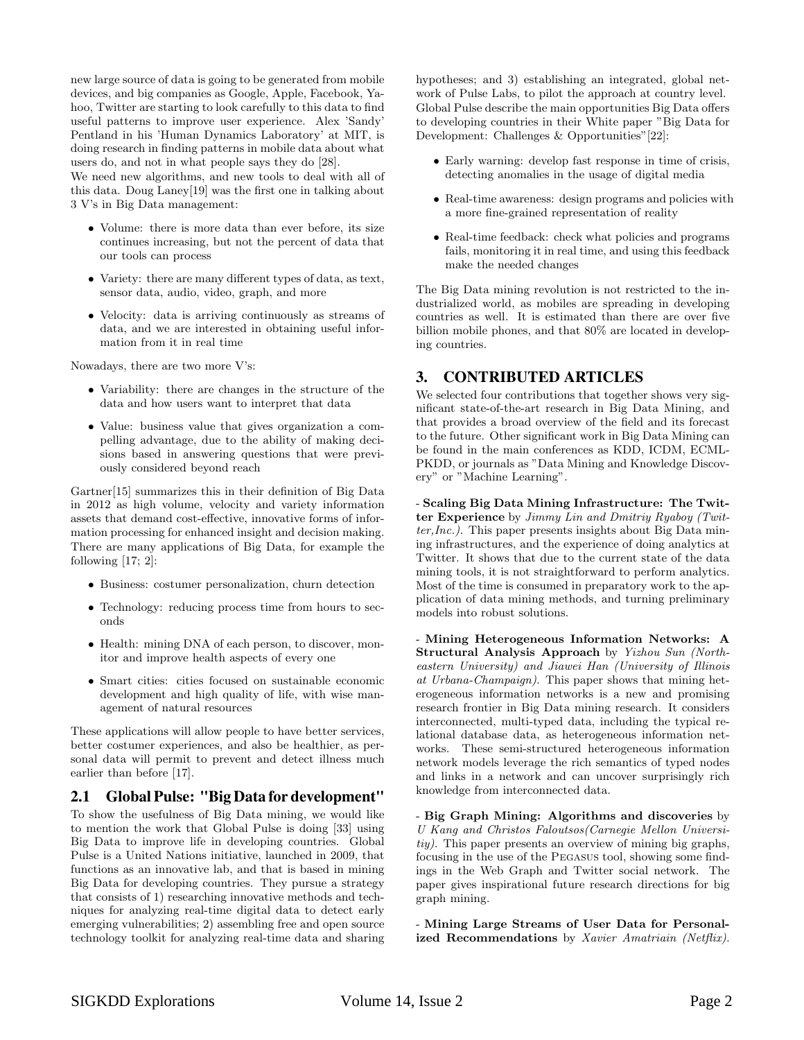new large source of data is going to be generated from mobile devices, and big companies as Google, Apple, Facebook, Yahoo, Twitter are starting to look carefully to this data to find useful patterns to improve user experience. Alex 'Sandy' Pentland in his 'Human Dynamics Laboratory' at MIT, is doing research in finding patterns in mobile data about what users do, and not in what people says they do [28].

We need new algorithms, and new tools to deal with all of this data. Doug Laney[19] was the first one in talking about 3 V's in Big Data management:

- Volume: there is more data than ever before, its size continues increasing, but not the percent of data that our tools can process
- Variety: there are many different types of data, as text, sensor data, audio, video, graph, and more
- Velocity: data is arriving continuously as streams of data, and we are interested in obtaining useful information from it in real time

Nowadays, there are two more V's:

- Variability: there are changes in the structure of the data and how users want to interpret that data
- Value: business value that gives organization a compelling advantage, due to the ability of making decisions based in answering questions that were previously considered beyond reach

Gartner[15] summarizes this in their definition of Big Data in 2012 as high volume, velocity and variety information assets that demand cost-effective, innovative forms of information processing for enhanced insight and decision making. There are many applications of Big Data, for example the following [17; 2]:

- Business: costumer personalization, churn detection
- Technology: reducing process time from hours to seconds
- Health: mining DNA of each person, to discover, monitor and improve health aspects of every one
- Smart cities: cities focused on sustainable economic development and high quality of life, with wise management of natural resources

These applications will allow people to have better services, better costumer experiences, and also be healthier, as personal data will permit to prevent and detect illness much earlier than before [17].

## 2.1 Global Pulse: "Big Data for development"

To show the usefulness of Big Data mining, we would like to mention the work that Global Pulse is doing [33] using Big Data to improve life in developing countries. Global Pulse is a United Nations initiative, launched in 2009, that functions as an innovative lab, and that is based in mining Big Data for developing countries. They pursue a strategy that consists of 1) researching innovative methods and techniques for analyzing real-time digital data to detect early emerging vulnerabilities; 2) assembling free and open source technology toolkit for analyzing real-time data and sharing hypotheses; and 3) establishing an integrated, global network of Pulse Labs, to pilot the approach at country level. Global Pulse describe the main opportunities Big Data offers to developing countries in their White paper "Big Data for Development: Challenges & Opportunities"[22]:

- Early warning: develop fast response in time of crisis, detecting anomalies in the usage of digital media
- Real-time awareness: design programs and policies with a more fine-grained representation of reality
- Real-time feedback: check what policies and programs fails, monitoring it in real time, and using this feedback make the needed changes

The Big Data mining revolution is not restricted to the industrialized world, as mobiles are spreading in developing countries as well. It is estimated than there are over five billion mobile phones, and that 80% are located in developing countries.

# 3. CONTRIBUTED ARTICLES

We selected four contributions that together shows very significant state-of-the-art research in Big Data Mining, and that provides a broad overview of the field and its forecast to the future. Other significant work in Big Data Mining can be found in the main conferences as KDD, ICDM, ECML-PKDD, or journals as "Data Mining and Knowledge Discovery" or "Machine Learning".

- **Scaling Big Data Mining Infrastructure: The Twitter Experience** by *Jimmy Lin and Dmitriy Ryaboy (Twitter,Inc.)*. This paper presents insights about Big Data mining infrastructures, and the experience of doing analytics at Twitter. It shows that due to the current state of the data mining tools, it is not straightforward to perform analytics. Most of the time is consumed in preparatory work to the application of data mining methods, and turning preliminary models into robust solutions.

- **Mining Heterogeneous Information Networks: A Structural Analysis Approach** by *Yizhou Sun (Northeastern University) and Jiawei Han (University of Illinois at Urbana-Champaign)*. This paper shows that mining heterogeneous information networks is a new and promising research frontier in Big Data mining research. It considers interconnected, multi-typed data, including the typical relational database data, as heterogeneous information networks. These semi-structured heterogeneous information network models leverage the rich semantics of typed nodes and links in a network and can uncover surprisingly rich knowledge from interconnected data.

- **Big Graph Mining: Algorithms and discoveries** by *U Kang and Christos Faloutsos(Carnegie Mellon Universitiy)*. This paper presents an overview of mining big graphs, focusing in the use of the PEGASUS tool, showing some findings in the Web Graph and Twitter social network. The paper gives inspirational future research directions for big graph mining.

- **Mining Large Streams of User Data for Personalized Recommendations** by *Xavier Amatriain (Netflix)*.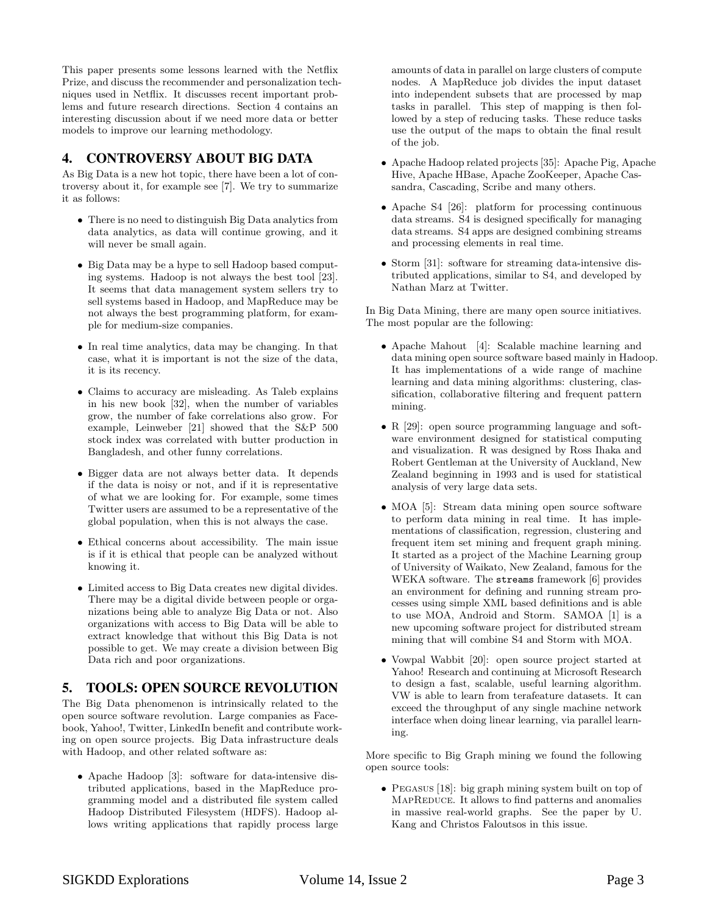This paper presents some lessons learned with the Netflix Prize, and discuss the recommender and personalization techniques used in Netflix. It discusses recent important problems and future research directions. Section 4 contains an interesting discussion about if we need more data or better models to improve our learning methodology.

## 4. CONTROVERSY ABOUT BIG DATA

As Big Data is a new hot topic, there have been a lot of controversy about it, for example see [7]. We try to summarize it as follows:

- There is no need to distinguish Big Data analytics from data analytics, as data will continue growing, and it will never be small again.
- Big Data may be a hype to sell Hadoop based computing systems. Hadoop is not always the best tool [23]. It seems that data management system sellers try to sell systems based in Hadoop, and MapReduce may be not always the best programming platform, for example for medium-size companies.
- In real time analytics, data may be changing. In that case, what it is important is not the size of the data, it is its recency.
- Claims to accuracy are misleading. As Taleb explains in his new book [32], when the number of variables grow, the number of fake correlations also grow. For example, Leinweber [21] showed that the S&P 500 stock index was correlated with butter production in Bangladesh, and other funny correlations.
- Bigger data are not always better data. It depends if the data is noisy or not, and if it is representative of what we are looking for. For example, some times Twitter users are assumed to be a representative of the global population, when this is not always the case.
- Ethical concerns about accessibility. The main issue is if it is ethical that people can be analyzed without knowing it.
- Limited access to Big Data creates new digital divides. There may be a digital divide between people or organizations being able to analyze Big Data or not. Also organizations with access to Big Data will be able to extract knowledge that without this Big Data is not possible to get. We may create a division between Big Data rich and poor organizations.

## 5. TOOLS: OPEN SOURCE REVOLUTION

The Big Data phenomenon is intrinsically related to the open source software revolution. Large companies as Facebook, Yahoo!, Twitter, LinkedIn benefit and contribute working on open source projects. Big Data infrastructure deals with Hadoop, and other related software as:

- Apache Hadoop [3]: software for data-intensive distributed applications, based in the MapReduce programming model and a distributed file system called Hadoop Distributed Filesystem (HDFS). Hadoop allows writing applications that rapidly process large amounts of data in parallel on large clusters of compute nodes. A MapReduce job divides the input dataset into independent subsets that are processed by map tasks in parallel. This step of mapping is then followed by a step of reducing tasks. These reduce tasks use the output of the maps to obtain the final result of the job.
- Apache Hadoop related projects [35]: Apache Pig, Apache Hive, Apache HBase, Apache ZooKeeper, Apache Cassandra, Cascading, Scribe and many others.
- Apache S4 [26]: platform for processing continuous data streams. S4 is designed specifically for managing data streams. S4 apps are designed combining streams and processing elements in real time.
- Storm [31]: software for streaming data-intensive distributed applications, similar to S4, and developed by Nathan Marz at Twitter.

In Big Data Mining, there are many open source initiatives. The most popular are the following:

- Apache Mahout [4]: Scalable machine learning and data mining open source software based mainly in Hadoop. It has implementations of a wide range of machine learning and data mining algorithms: clustering, classification, collaborative filtering and frequent pattern mining.
- R [29]: open source programming language and software environment designed for statistical computing and visualization. R was designed by Ross Ihaka and Robert Gentleman at the University of Auckland, New Zealand beginning in 1993 and is used for statistical analysis of very large data sets.
- MOA [5]: Stream data mining open source software to perform data mining in real time. It has implementations of classification, regression, clustering and frequent item set mining and frequent graph mining. It started as a project of the Machine Learning group of University of Waikato, New Zealand, famous for the WEKA software. The `streams` framework [6] provides an environment for defining and running stream processes using simple XML based definitions and is able to use MOA, Android and Storm. SAMOA [1] is a new upcoming software project for distributed stream mining that will combine S4 and Storm with MOA.
- Vowpal Wabbit [20]: open source project started at Yahoo! Research and continuing at Microsoft Research to design a fast, scalable, useful learning algorithm. VW is able to learn from terafeature datasets. It can exceed the throughput of any single machine network interface when doing linear learning, via parallel learning.

More specific to Big Graph mining we found the following open source tools:

- Pegasus [18]: big graph mining system built on top of MapReduce. It allows to find patterns and anomalies in massive real-world graphs. See the paper by U. Kang and Christos Faloutsos in this issue.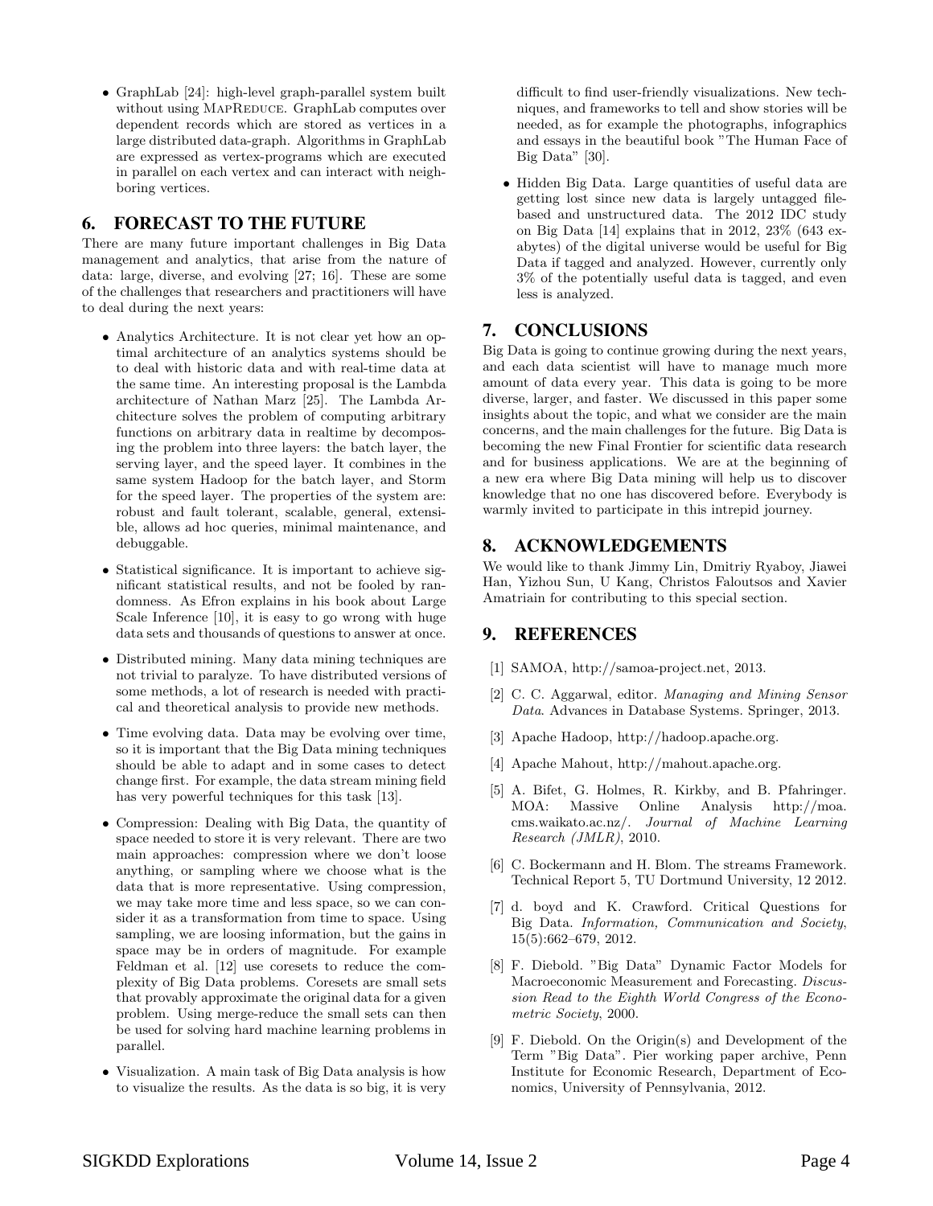- GraphLab [24]: high-level graph-parallel system built without using MapReduce. GraphLab computes over dependent records which are stored as vertices in a large distributed data-graph. Algorithms in GraphLab are expressed as vertex-programs which are executed in parallel on each vertex and can interact with neighboring vertices.

## 6. FORECAST TO THE FUTURE

There are many future important challenges in Big Data management and analytics, that arise from the nature of data: large, diverse, and evolving [27; 16]. These are some of the challenges that researchers and practitioners will have to deal during the next years:

- Analytics Architecture. It is not clear yet how an optimal architecture of an analytics systems should be to deal with historic data and with real-time data at the same time. An interesting proposal is the Lambda architecture of Nathan Marz [25]. The Lambda Architecture solves the problem of computing arbitrary functions on arbitrary data in realtime by decomposing the problem into three layers: the batch layer, the serving layer, and the speed layer. It combines in the same system Hadoop for the batch layer, and Storm for the speed layer. The properties of the system are: robust and fault tolerant, scalable, general, extensible, allows ad hoc queries, minimal maintenance, and debuggable.
- Statistical significance. It is important to achieve significant statistical results, and not be fooled by randomness. As Efron explains in his book about Large Scale Inference [10], it is easy to go wrong with huge data sets and thousands of questions to answer at once.
- Distributed mining. Many data mining techniques are not trivial to paralyze. To have distributed versions of some methods, a lot of research is needed with practical and theoretical analysis to provide new methods.
- Time evolving data. Data may be evolving over time, so it is important that the Big Data mining techniques should be able to adapt and in some cases to detect change first. For example, the data stream mining field has very powerful techniques for this task [13].
- Compression: Dealing with Big Data, the quantity of space needed to store it is very relevant. There are two main approaches: compression where we don't loose anything, or sampling where we choose what is the data that is more representative. Using compression, we may take more time and less space, so we can consider it as a transformation from time to space. Using sampling, we are loosing information, but the gains in space may be in orders of magnitude. For example Feldman et al. [12] use coresets to reduce the complexity of Big Data problems. Coresets are small sets that provably approximate the original data for a given problem. Using merge-reduce the small sets can then be used for solving hard machine learning problems in parallel.
- Visualization. A main task of Big Data analysis is how to visualize the results. As the data is so big, it is very difficult to find user-friendly visualizations. New techniques, and frameworks to tell and show stories will be needed, as for example the photographs, infographics and essays in the beautiful book "The Human Face of Big Data" [30].
- Hidden Big Data. Large quantities of useful data are getting lost since new data is largely untagged file-based and unstructured data. The 2012 IDC study on Big Data [14] explains that in 2012, 23% (643 exabytes) of the digital universe would be useful for Big Data if tagged and analyzed. However, currently only 3% of the potentially useful data is tagged, and even less is analyzed.

## 7. CONCLUSIONS

Big Data is going to continue growing during the next years, and each data scientist will have to manage much more amount of data every year. This data is going to be more diverse, larger, and faster. We discussed in this paper some insights about the topic, and what we consider are the main concerns, and the main challenges for the future. Big Data is becoming the new Final Frontier for scientific data research and for business applications. We are at the beginning of a new era where Big Data mining will help us to discover knowledge that no one has discovered before. Everybody is warmly invited to participate in this intrepid journey.

## 8. ACKNOWLEDGEMENTS

We would like to thank Jimmy Lin, Dmitriy Ryaboy, Jiawei Han, Yizhou Sun, U Kang, Christos Faloutsos and Xavier Amatriain for contributing to this special section.

## 9. REFERENCES

[1] SAMOA, http://samoa-project.net, 2013.

[2] C. C. Aggarwal, editor. *Managing and Mining Sensor Data*. Advances in Database Systems. Springer, 2013.

[3] Apache Hadoop, http://hadoop.apache.org.

[4] Apache Mahout, http://mahout.apache.org.

[5] A. Bifet, G. Holmes, R. Kirkby, and B. Pfahringer. MOA: Massive Online Analysis http://moa.cms.waikato.ac.nz/. *Journal of Machine Learning Research (JMLR)*, 2010.

[6] C. Bockermann and H. Blom. The streams Framework. Technical Report 5, TU Dortmund University, 12 2012.

[7] d. boyd and K. Crawford. Critical Questions for Big Data. *Information, Communication and Society*, 15(5):662–679, 2012.

[8] F. Diebold. "Big Data" Dynamic Factor Models for Macroeconomic Measurement and Forecasting. *Discussion Read to the Eighth World Congress of the Econometric Society*, 2000.

[9] F. Diebold. On the Origin(s) and Development of the Term "Big Data". Pier working paper archive, Penn Institute for Economic Research, Department of Economics, University of Pennsylvania, 2012.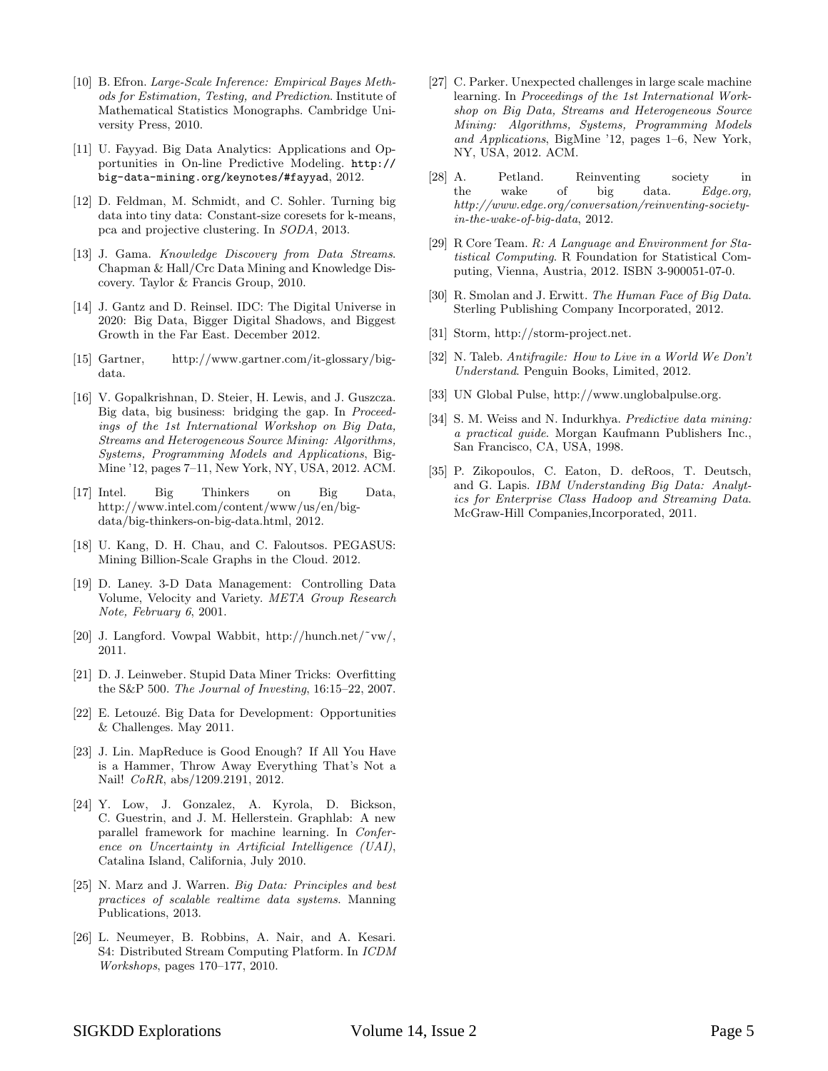[10] B. Efron. *Large-Scale Inference: Empirical Bayes Methods for Estimation, Testing, and Prediction*. Institute of Mathematical Statistics Monographs. Cambridge University Press, 2010.

[11] U. Fayyad. Big Data Analytics: Applications and Opportunities in On-line Predictive Modeling. `http://big-data-mining.org/keynotes/#fayyad`, 2012.

[12] D. Feldman, M. Schmidt, and C. Sohler. Turning big data into tiny data: Constant-size coresets for k-means, pca and projective clustering. In *SODA*, 2013.

[13] J. Gama. *Knowledge Discovery from Data Streams*. Chapman & Hall/Crc Data Mining and Knowledge Discovery. Taylor & Francis Group, 2010.

[14] J. Gantz and D. Reinsel. IDC: The Digital Universe in 2020: Big Data, Bigger Digital Shadows, and Biggest Growth in the Far East. December 2012.

[15] Gartner, http://www.gartner.com/it-glossary/big-data.

[16] V. Gopalkrishnan, D. Steier, H. Lewis, and J. Guszcza. Big data, big business: bridging the gap. In *Proceedings of the 1st International Workshop on Big Data, Streams and Heterogeneous Source Mining: Algorithms, Systems, Programming Models and Applications*, BigMine '12, pages 7–11, New York, NY, USA, 2012. ACM.

[17] Intel. Big Thinkers on Big Data, http://www.intel.com/content/www/us/en/big-data/big-thinkers-on-big-data.html, 2012.

[18] U. Kang, D. H. Chau, and C. Faloutsos. PEGASUS: Mining Billion-Scale Graphs in the Cloud. 2012.

[19] D. Laney. 3-D Data Management: Controlling Data Volume, Velocity and Variety. *META Group Research Note, February 6*, 2001.

[20] J. Langford. Vowpal Wabbit, http://hunch.net/˜vw/, 2011.

[21] D. J. Leinweber. Stupid Data Miner Tricks: Overfitting the S&P 500. *The Journal of Investing*, 16:15–22, 2007.

[22] E. Letouzé. Big Data for Development: Opportunities & Challenges. May 2011.

[23] J. Lin. MapReduce is Good Enough? If All You Have is a Hammer, Throw Away Everything That's Not a Nail! *CoRR*, abs/1209.2191, 2012.

[24] Y. Low, J. Gonzalez, A. Kyrola, D. Bickson, C. Guestrin, and J. M. Hellerstein. Graphlab: A new parallel framework for machine learning. In *Conference on Uncertainty in Artificial Intelligence (UAI)*, Catalina Island, California, July 2010.

[25] N. Marz and J. Warren. *Big Data: Principles and best practices of scalable realtime data systems*. Manning Publications, 2013.

[26] L. Neumeyer, B. Robbins, A. Nair, and A. Kesari. S4: Distributed Stream Computing Platform. In *ICDM Workshops*, pages 170–177, 2010.

[27] C. Parker. Unexpected challenges in large scale machine learning. In *Proceedings of the 1st International Workshop on Big Data, Streams and Heterogeneous Source Mining: Algorithms, Systems, Programming Models and Applications*, BigMine '12, pages 1–6, New York, NY, USA, 2012. ACM.

[28] A. Petland. Reinventing society in the wake of big data. *Edge.org, http://www.edge.org/conversation/reinventing-society-in-the-wake-of-big-data*, 2012.

[29] R Core Team. *R: A Language and Environment for Statistical Computing*. R Foundation for Statistical Computing, Vienna, Austria, 2012. ISBN 3-900051-07-0.

[30] R. Smolan and J. Erwitt. *The Human Face of Big Data*. Sterling Publishing Company Incorporated, 2012.

[31] Storm, http://storm-project.net.

[32] N. Taleb. *Antifragile: How to Live in a World We Don't Understand*. Penguin Books, Limited, 2012.

[33] UN Global Pulse, http://www.unglobalpulse.org.

[34] S. M. Weiss and N. Indurkhya. *Predictive data mining: a practical guide*. Morgan Kaufmann Publishers Inc., San Francisco, CA, USA, 1998.

[35] P. Zikopoulos, C. Eaton, D. deRoos, T. Deutsch, and G. Lapis. *IBM Understanding Big Data: Analytics for Enterprise Class Hadoop and Streaming Data*. McGraw-Hill Companies,Incorporated, 2011.